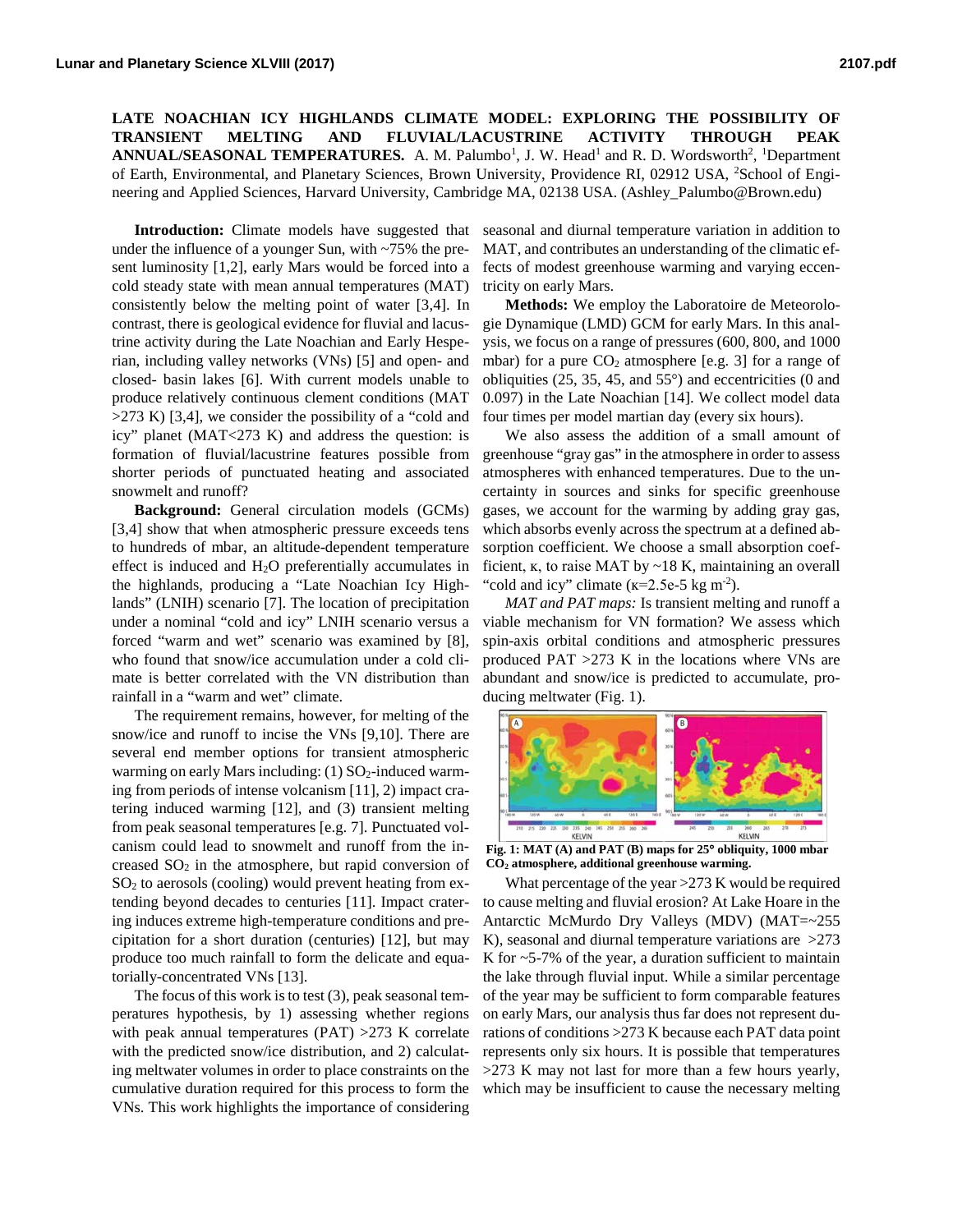# LATE NOACHIAN ICY HIGHLANDS CLIMATE MODEL: EXPLORING THE POSSIBILITY OF TRANSIENT MELTING AND FLUVIAL/LACUSTRINE ACTIVITY THROUGH PEAK ANNUAL/SEASONAL TEMPERATURES.

A. M. Palumbo[1], J. W. Head[1] and R. D. Wordsworth[2], [1]Department of Earth, Environmental, and Planetary Sciences, Brown University, Providence RI, 02912 USA, [2]School of Engineering and Applied Sciences, Harvard University, Cambridge MA, 02138 USA. (Ashley_Palumbo@Brown.edu)

**Introduction:** Climate models have suggested that under the influence of a younger Sun, with ~75% the present luminosity [1,2], early Mars would be forced into a cold steady state with mean annual temperatures (MAT) consistently below the melting point of water [3,4]. In contrast, there is geological evidence for fluvial and lacustrine activity during the Late Noachian and Early Hesperian, including valley networks (VNs) [5] and open- and closed- basin lakes [6]. With current models unable to produce relatively continuous clement conditions (MAT >273 K) [3,4], we consider the possibility of a "cold and icy" planet (MAT<273 K) and address the question: is formation of fluvial/lacustrine features possible from shorter periods of punctuated heating and associated snowmelt and runoff?

**Background:** General circulation models (GCMs) [3,4] show that when atmospheric pressure exceeds tens to hundreds of mbar, an altitude-dependent temperature effect is induced and $H_2O$ preferentially accumulates in the highlands, producing a "Late Noachian Icy Highlands" (LNIH) scenario [7]. The location of precipitation under a nominal "cold and icy" LNIH scenario versus a forced "warm and wet" scenario was examined by [8], who found that snow/ice accumulation under a cold climate is better correlated with the VN distribution than rainfall in a "warm and wet" climate.

The requirement remains, however, for melting of the snow/ice and runoff to incise the VNs [9,10]. There are several end member options for transient atmospheric warming on early Mars including: (1) $SO_2$-induced warming from periods of intense volcanism [11], 2) impact cratering induced warming [12], and (3) transient melting from peak seasonal temperatures [e.g. 7]. Punctuated volcanism could lead to snowmelt and runoff from the increased $SO_2$ in the atmosphere, but rapid conversion of $SO_2$ to aerosols (cooling) would prevent heating from extending beyond decades to centuries [11]. Impact cratering induces extreme high-temperature conditions and precipitation for a short duration (centuries) [12], but may produce too much rainfall to form the delicate and equatorially-concentrated VNs [13].

The focus of this work is to test (3), peak seasonal temperatures hypothesis, by 1) assessing whether regions with peak annual temperatures (PAT) >273 K correlate with the predicted snow/ice distribution, and 2) calculating meltwater volumes in order to place constraints on the cumulative duration required for this process to form the VNs. This work highlights the importance of considering seasonal and diurnal temperature variation in addition to MAT, and contributes an understanding of the climatic effects of modest greenhouse warming and varying eccentricity on early Mars.

**Methods:** We employ the Laboratoire de Meteorologie Dynamique (LMD) GCM for early Mars. In this analysis, we focus on a range of pressures (600, 800, and 1000 mbar) for a pure $CO_2$ atmosphere [e.g. 3] for a range of obliquities (25, 35, 45, and 55°) and eccentricities (0 and 0.097) in the Late Noachian [14]. We collect model data four times per model martian day (every six hours).

We also assess the addition of a small amount of greenhouse "gray gas" in the atmosphere in order to assess atmospheres with enhanced temperatures. Due to the uncertainty in sources and sinks for specific greenhouse gases, we account for the warming by adding gray gas, which absorbs evenly across the spectrum at a defined absorption coefficient. We choose a small absorption coefficient, $\kappa$, to raise MAT by ~18 K, maintaining an overall "cold and icy" climate ($\kappa$=2.5e-5 kg m$^{-2}$).

*MAT and PAT maps:* Is transient melting and runoff a viable mechanism for VN formation? We assess which spin-axis orbital conditions and atmospheric pressures produced PAT >273 K in the locations where VNs are abundant and snow/ice is predicted to accumulate, producing meltwater (Fig. 1).

A
B
KELVIN
KELVIN

**Fig. 1: MAT (A) and PAT (B) maps for 25° obliquity, 1000 mbar $CO_2$ atmosphere, additional greenhouse warming.**

What percentage of the year >273 K would be required to cause melting and fluvial erosion? At Lake Hoare in the Antarctic McMurdo Dry Valleys (MDV) (MAT=~255 K), seasonal and diurnal temperature variations are >273 K for ~5-7% of the year, a duration sufficient to maintain the lake through fluvial input. While a similar percentage of the year may be sufficient to form comparable features on early Mars, our analysis thus far does not represent durations of conditions >273 K because each PAT data point represents only six hours. It is possible that temperatures >273 K may not last for more than a few hours yearly, which may be insufficient to cause the necessary melting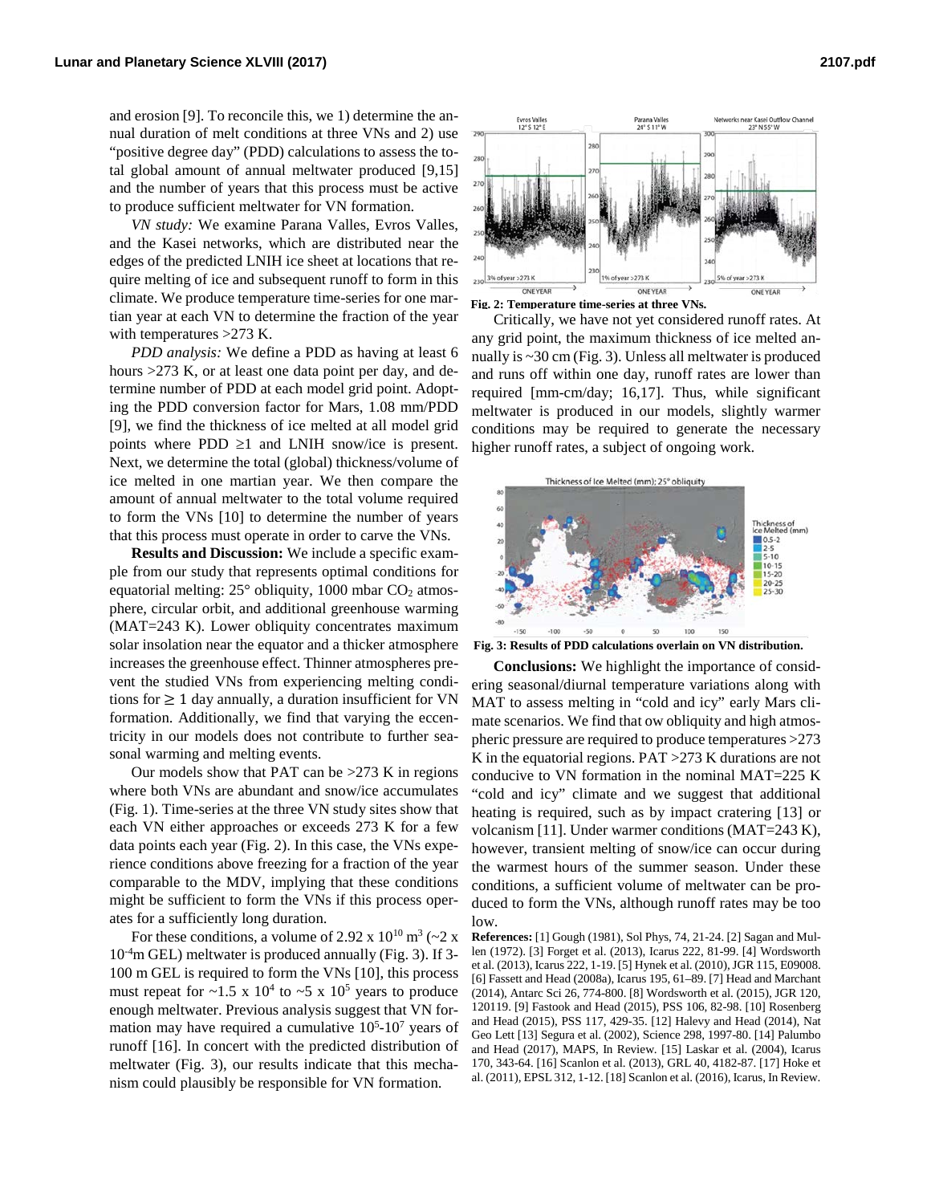and erosion [9]. To reconcile this, we 1) determine the annual duration of melt conditions at three VNs and 2) use "positive degree day" (PDD) calculations to assess the total global amount of annual meltwater produced [9,15] and the number of years that this process must be active to produce sufficient meltwater for VN formation.

*VN study:* We examine Parana Valles, Evros Valles, and the Kasei networks, which are distributed near the edges of the predicted LNIH ice sheet at locations that require melting of ice and subsequent runoff to form in this climate. We produce temperature time-series for one martian year at each VN to determine the fraction of the year with temperatures >273 K.

*PDD analysis:* We define a PDD as having at least 6 hours >273 K, or at least one data point per day, and determine number of PDD at each model grid point. Adopting the PDD conversion factor for Mars, 1.08 mm/PDD [9], we find the thickness of ice melted at all model grid points where PDD ≥1 and LNIH snow/ice is present. Next, we determine the total (global) thickness/volume of ice melted in one martian year. We then compare the amount of annual meltwater to the total volume required to form the VNs [10] to determine the number of years that this process must operate in order to carve the VNs.

**Results and Discussion:** We include a specific example from our study that represents optimal conditions for equatorial melting: 25° obliquity, 1000 mbar $CO_2$ atmosphere, circular orbit, and additional greenhouse warming (MAT=243 K). Lower obliquity concentrates maximum solar insolation near the equator and a thicker atmosphere increases the greenhouse effect. Thinner atmospheres prevent the studied VNs from experiencing melting conditions for ≥ 1 day annually, a duration insufficient for VN formation. Additionally, we find that varying the eccentricity in our models does not contribute to further seasonal warming and melting events.

Our models show that PAT can be >273 K in regions where both VNs are abundant and snow/ice accumulates (Fig. 1). Time-series at the three VN study sites show that each VN either approaches or exceeds 273 K for a few data points each year (Fig. 2). In this case, the VNs experience conditions above freezing for a fraction of the year comparable to the MDV, implying that these conditions might be sufficient to form the VNs if this process operates for a sufficiently long duration.

For these conditions, a volume of $2.92 \times 10^{10}$ m$^3$ (~$2 \times 10^{-4}$m GEL) meltwater is produced annually (Fig. 3). If 3-100 m GEL is required to form the VNs [10], this process must repeat for ~$1.5 \times 10^4$ to ~$5 \times 10^5$ years to produce enough meltwater. Previous analysis suggest that VN formation may have required a cumulative $10^5$-$10^7$ years of runoff [16]. In concert with the predicted distribution of meltwater (Fig. 3), our results indicate that this mechanism could plausibly be responsible for VN formation.

Evros Valles 12° S 12° E
Parana Valles 24° S 11° W
Networks near Kasei Outflow Channel 23° N 55° W
3% of year >273 K
1% of year >273 K
5% of year >273 K
ONE YEAR
ONE YEAR
ONE YEAR

**Fig. 2: Temperature time-series at three VNs.**

Critically, we have not yet considered runoff rates. At any grid point, the maximum thickness of ice melted annually is ~30 cm (Fig. 3). Unless all meltwater is produced and runs off within one day, runoff rates are lower than required [mm-cm/day; 16,17]. Thus, while significant meltwater is produced in our models, slightly warmer conditions may be required to generate the necessary higher runoff rates, a subject of ongoing work.

Thickness of Ice Melted (mm); 25° obliquity
Thickness of Ice Melted (mm)
0.5-2
2-5
5-10
10-15
15-20
20-25
25-30

**Fig. 3: Results of PDD calculations overlain on VN distribution.**

**Conclusions:** We highlight the importance of considering seasonal/diurnal temperature variations along with MAT to assess melting in "cold and icy" early Mars climate scenarios. We find that ow obliquity and high atmospheric pressure are required to produce temperatures >273 K in the equatorial regions. PAT >273 K durations are not conducive to VN formation in the nominal MAT=225 K "cold and icy" climate and we suggest that additional heating is required, such as by impact cratering [13] or volcanism [11]. Under warmer conditions (MAT=243 K), however, transient melting of snow/ice can occur during the warmest hours of the summer season. Under these conditions, a sufficient volume of meltwater can be produced to form the VNs, although runoff rates may be too low.

**References:** [1] Gough (1981), Sol Phys, 74, 21-24. [2] Sagan and Mullen (1972). [3] Forget et al. (2013), Icarus 222, 81-99. [4] Wordsworth et al. (2013), Icarus 222, 1-19. [5] Hynek et al. (2010), JGR 115, E09008. [6] Fassett and Head (2008a), Icarus 195, 61–89. [7] Head and Marchant (2014), Antarc Sci 26, 774-800. [8] Wordsworth et al. (2015), JGR 120, 120119. [9] Fastook and Head (2015), PSS 106, 82-98. [10] Rosenberg and Head (2015), PSS 117, 429-35. [12] Halevy and Head (2014), Nat Geo Lett [13] Segura et al. (2002), Science 298, 1997-80. [14] Palumbo and Head (2017), MAPS, In Review. [15] Laskar et al. (2004), Icarus 170, 343-64. [16] Scanlon et al. (2013), GRL 40, 4182-87. [17] Hoke et al. (2011), EPSL 312, 1-12. [18] Scanlon et al. (2016), Icarus, In Review.